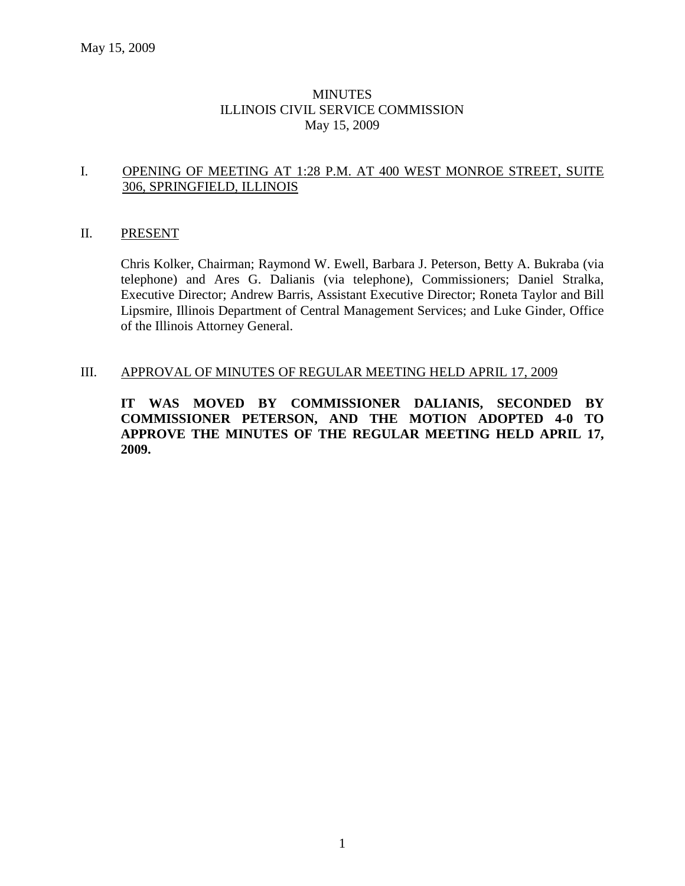May 15, 2009

# MINUTES
# ILLINOIS CIVIL SERVICE COMMISSION
# May 15, 2009

## I. OPENING OF MEETING AT 1:28 P.M. AT 400 WEST MONROE STREET, SUITE 306, SPRINGFIELD, ILLINOIS

## II. PRESENT

Chris Kolker, Chairman; Raymond W. Ewell, Barbara J. Peterson, Betty A. Bukraba (via telephone) and Ares G. Dalianis (via telephone), Commissioners; Daniel Stralka, Executive Director; Andrew Barris, Assistant Executive Director; Roneta Taylor and Bill Lipsmire, Illinois Department of Central Management Services; and Luke Ginder, Office of the Illinois Attorney General.

## III. APPROVAL OF MINUTES OF REGULAR MEETING HELD APRIL 17, 2009

**IT WAS MOVED BY COMMISSIONER DALIANIS, SECONDED BY COMMISSIONER PETERSON, AND THE MOTION ADOPTED 4-0 TO APPROVE THE MINUTES OF THE REGULAR MEETING HELD APRIL 17, 2009.**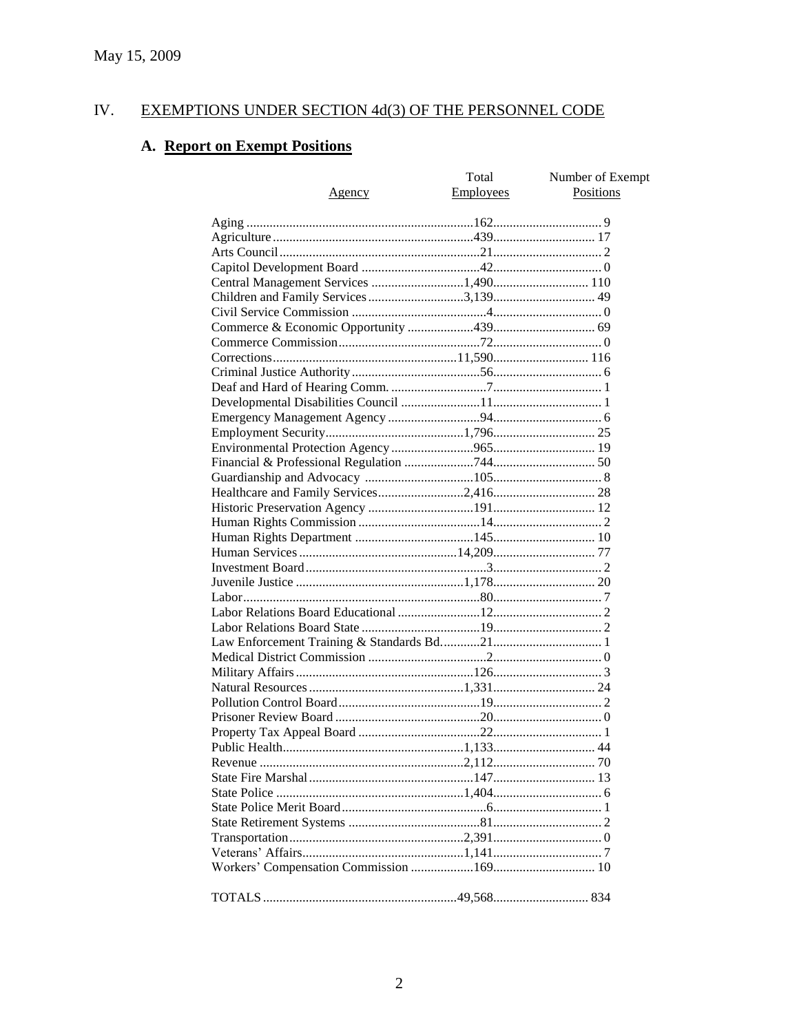May 15, 2009

## IV. EXEMPTIONS UNDER SECTION 4d(3) OF THE PERSONNEL CODE

### A. Report on Exempt Positions

| Agency | Total Employees | Number of Exempt Positions |
|---|---|---|
| Aging | 162 | 9 |
| Agriculture | 439 | 17 |
| Arts Council | 21 | 2 |
| Capitol Development Board | 42 | 0 |
| Central Management Services | 1,490 | 110 |
| Children and Family Services | 3,139 | 49 |
| Civil Service Commission | 4 | 0 |
| Commerce & Economic Opportunity | 439 | 69 |
| Commerce Commission | 72 | 0 |
| Corrections | 11,590 | 116 |
| Criminal Justice Authority | 56 | 6 |
| Deaf and Hard of Hearing Comm. | 7 | 1 |
| Developmental Disabilities Council | 11 | 1 |
| Emergency Management Agency | 94 | 6 |
| Employment Security | 1,796 | 25 |
| Environmental Protection Agency | 965 | 19 |
| Financial & Professional Regulation | 744 | 50 |
| Guardianship and Advocacy | 105 | 8 |
| Healthcare and Family Services | 2,416 | 28 |
| Historic Preservation Agency | 191 | 12 |
| Human Rights Commission | 14 | 2 |
| Human Rights Department | 145 | 10 |
| Human Services | 14,209 | 77 |
| Investment Board | 3 | 2 |
| Juvenile Justice | 1,178 | 20 |
| Labor | 80 | 7 |
| Labor Relations Board Educational | 12 | 2 |
| Labor Relations Board State | 19 | 2 |
| Law Enforcement Training & Standards Bd. | 21 | 1 |
| Medical District Commission | 2 | 0 |
| Military Affairs | 126 | 3 |
| Natural Resources | 1,331 | 24 |
| Pollution Control Board | 19 | 2 |
| Prisoner Review Board | 20 | 0 |
| Property Tax Appeal Board | 22 | 1 |
| Public Health | 1,133 | 44 |
| Revenue | 2,112 | 70 |
| State Fire Marshal | 147 | 13 |
| State Police | 1,404 | 6 |
| State Police Merit Board | 6 | 1 |
| State Retirement Systems | 81 | 2 |
| Transportation | 2,391 | 0 |
| Veterans' Affairs | 1,141 | 7 |
| Workers' Compensation Commission | 169 | 10 |
| TOTALS | 49,568 | 834 |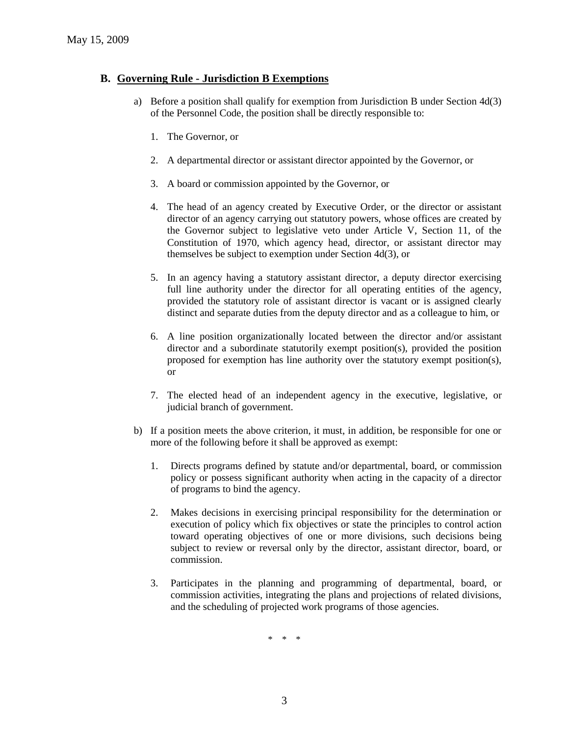## B. Governing Rule - Jurisdiction B Exemptions

a) Before a position shall qualify for exemption from Jurisdiction B under Section 4d(3) of the Personnel Code, the position shall be directly responsible to:

1. The Governor, or

2. A departmental director or assistant director appointed by the Governor, or

3. A board or commission appointed by the Governor, or

4. The head of an agency created by Executive Order, or the director or assistant director of an agency carrying out statutory powers, whose offices are created by the Governor subject to legislative veto under Article V, Section 11, of the Constitution of 1970, which agency head, director, or assistant director may themselves be subject to exemption under Section 4d(3), or

5. In an agency having a statutory assistant director, a deputy director exercising full line authority under the director for all operating entities of the agency, provided the statutory role of assistant director is vacant or is assigned clearly distinct and separate duties from the deputy director and as a colleague to him, or

6. A line position organizationally located between the director and/or assistant director and a subordinate statutorily exempt position(s), provided the position proposed for exemption has line authority over the statutory exempt position(s), or

7. The elected head of an independent agency in the executive, legislative, or judicial branch of government.

b) If a position meets the above criterion, it must, in addition, be responsible for one or more of the following before it shall be approved as exempt:

1. Directs programs defined by statute and/or departmental, board, or commission policy or possess significant authority when acting in the capacity of a director of programs to bind the agency.

2. Makes decisions in exercising principal responsibility for the determination or execution of policy which fix objectives or state the principles to control action toward operating objectives of one or more divisions, such decisions being subject to review or reversal only by the director, assistant director, board, or commission.

3. Participates in the planning and programming of departmental, board, or commission activities, integrating the plans and projections of related divisions, and the scheduling of projected work programs of those agencies.

\* \* \*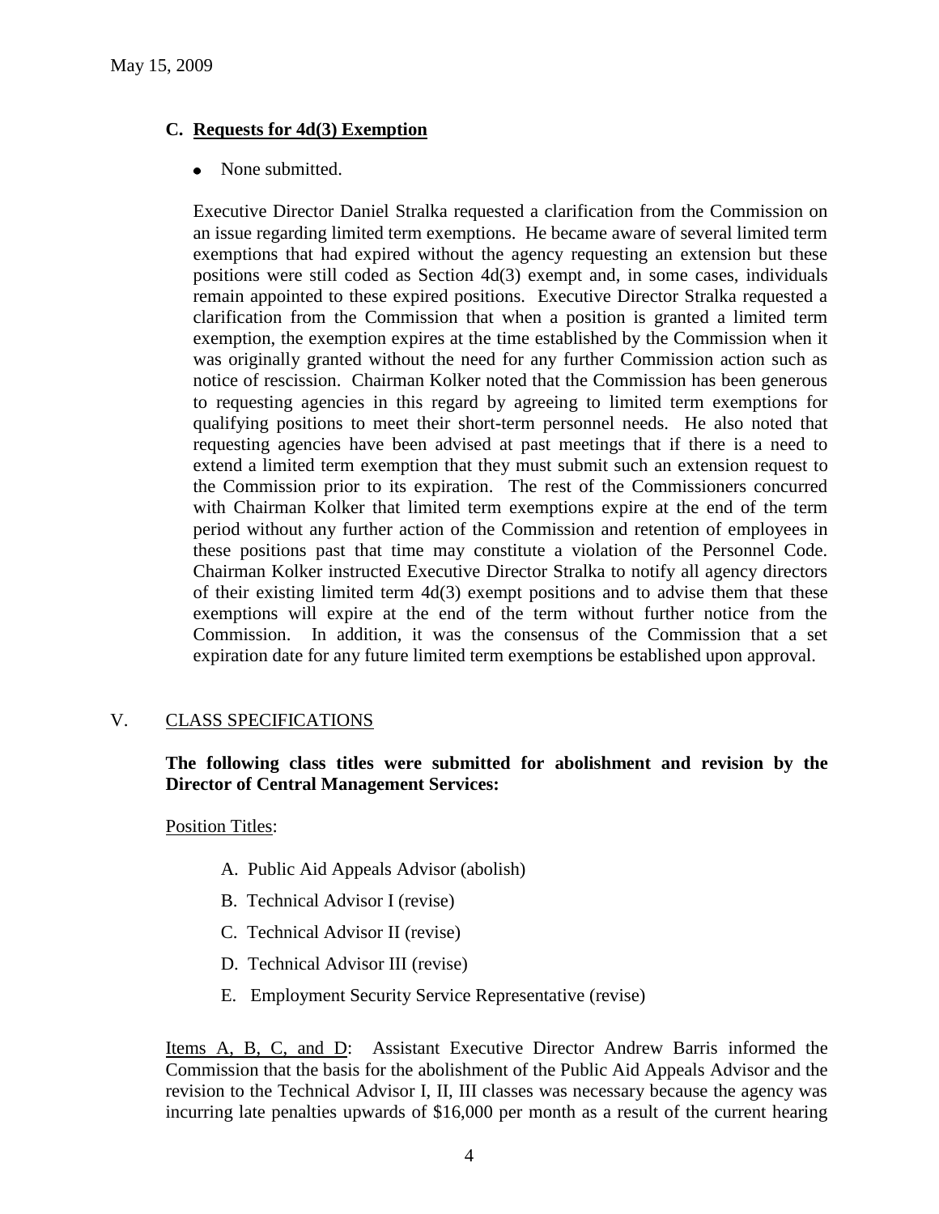### C. Requests for 4d(3) Exemption

- None submitted.

Executive Director Daniel Stralka requested a clarification from the Commission on an issue regarding limited term exemptions. He became aware of several limited term exemptions that had expired without the agency requesting an extension but these positions were still coded as Section 4d(3) exempt and, in some cases, individuals remain appointed to these expired positions. Executive Director Stralka requested a clarification from the Commission that when a position is granted a limited term exemption, the exemption expires at the time established by the Commission when it was originally granted without the need for any further Commission action such as notice of rescission. Chairman Kolker noted that the Commission has been generous to requesting agencies in this regard by agreeing to limited term exemptions for qualifying positions to meet their short-term personnel needs. He also noted that requesting agencies have been advised at past meetings that if there is a need to extend a limited term exemption that they must submit such an extension request to the Commission prior to its expiration. The rest of the Commissioners concurred with Chairman Kolker that limited term exemptions expire at the end of the term period without any further action of the Commission and retention of employees in these positions past that time may constitute a violation of the Personnel Code. Chairman Kolker instructed Executive Director Stralka to notify all agency directors of their existing limited term 4d(3) exempt positions and to advise them that these exemptions will expire at the end of the term without further notice from the Commission. In addition, it was the consensus of the Commission that a set expiration date for any future limited term exemptions be established upon approval.

## V. CLASS SPECIFICATIONS

**The following class titles were submitted for abolishment and revision by the Director of Central Management Services:**

Position Titles:

A. Public Aid Appeals Advisor (abolish)

B. Technical Advisor I (revise)

C. Technical Advisor II (revise)

D. Technical Advisor III (revise)

E. Employment Security Service Representative (revise)

Items A, B, C, and D: Assistant Executive Director Andrew Barris informed the Commission that the basis for the abolishment of the Public Aid Advisor and the revision to the Technical Advisor I, II, III classes was necessary because the agency was incurring late penalties upwards of $16,000 per month as a result of the current hearing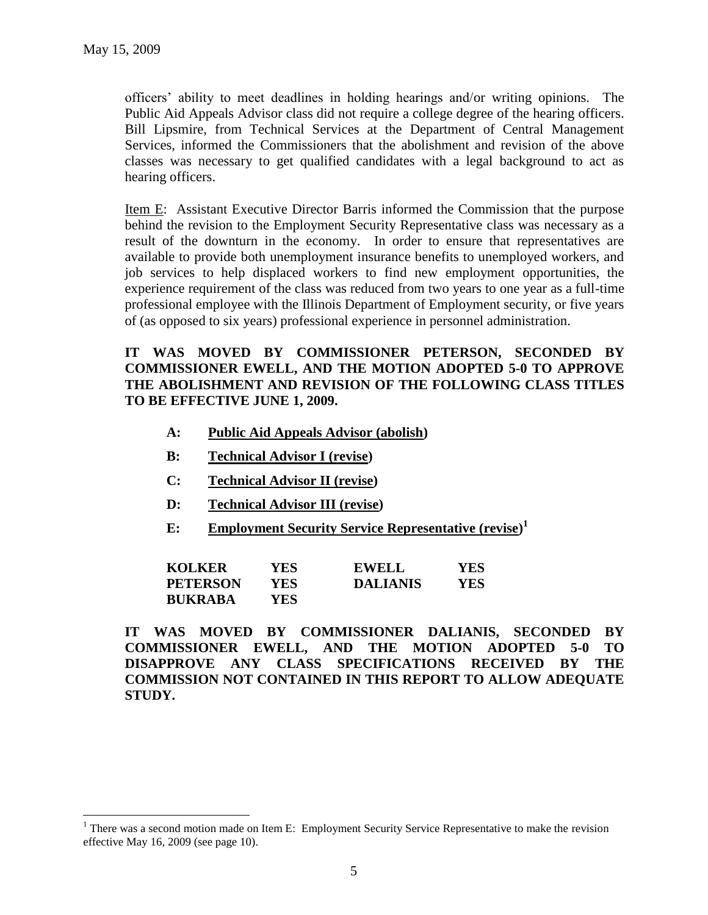officers' ability to meet deadlines in holding hearings and/or writing opinions. The Public Aid Appeals Advisor class did not require a college degree of the hearing officers. Bill Lipsmire, from Technical Services at the Department of Central Management Services, informed the Commissioners that the abolishment and revision of the above classes was necessary to get qualified candidates with a legal background to act as hearing officers.

Item E: Assistant Executive Director Barris informed the Commission that the purpose behind the revision to the Employment Security Representative class was necessary as a result of the downturn in the economy. In order to ensure that representatives are available to provide both unemployment insurance benefits to unemployed workers, and job services to help displaced workers to find new employment opportunities, the experience requirement of the class was reduced from two years to one year as a full-time professional employee with the Illinois Department of Employment security, or five years of (as opposed to six years) professional experience in personnel administration.

**IT WAS MOVED BY COMMISSIONER PETERSON, SECONDED BY COMMISSIONER EWELL, AND THE MOTION ADOPTED 5-0 TO APPROVE THE ABOLISHMENT AND REVISION OF THE FOLLOWING CLASS TITLES TO BE EFFECTIVE JUNE 1, 2009.**

- **A: Public Aid Appeals Advisor (abolish)**
- **B: Technical Advisor I (revise)**
- **C: Technical Advisor II (revise)**
- **D: Technical Advisor III (revise)**
- **E: Employment Security Service Representative (revise)**[1]

| | | | |
|---|---|---|---|
| **KOLKER** | **YES** | **EWELL** | **YES** |
| **PETERSON** | **YES** | **DALIANIS** | **YES** |
| **BUKRABA** | **YES** | | |

**IT WAS MOVED BY COMMISSIONER DALIANIS, SECONDED BY COMMISSIONER EWELL, AND THE MOTION ADOPTED 5-0 TO DISAPPROVE ANY CLASS SPECIFICATIONS RECEIVED BY THE COMMISSION NOT CONTAINED IN THIS REPORT TO ALLOW ADEQUATE STUDY.**

---

[1] There was a second motion made on Item E: Employment Security Service Representative to make the revision effective May 16, 2009 (see page 10).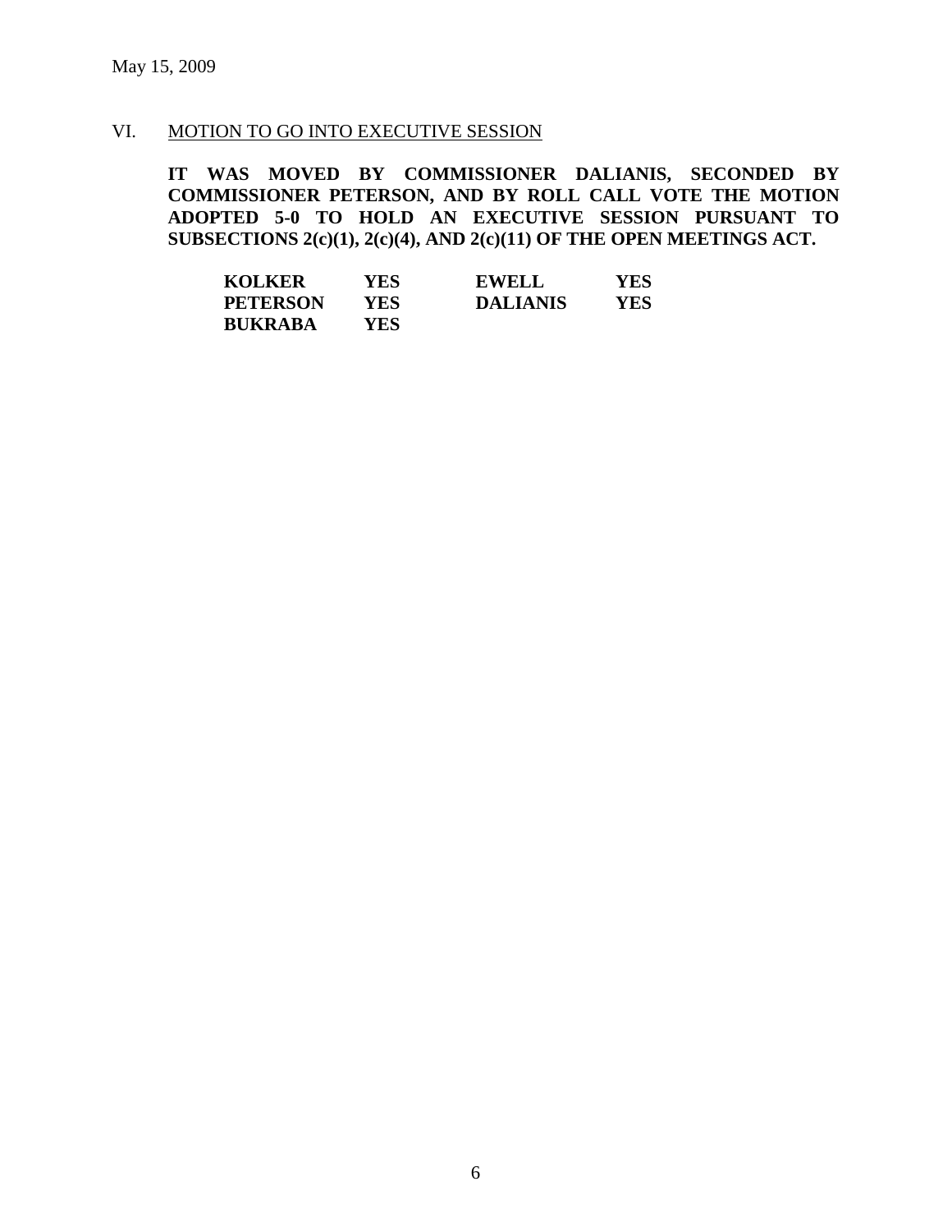May 15, 2009

VI. MOTION TO GO INTO EXECUTIVE SESSION

**IT WAS MOVED BY COMMISSIONER DALIANIS, SECONDED BY COMMISSIONER PETERSON, AND BY ROLL CALL VOTE THE MOTION ADOPTED 5-0 TO HOLD AN EXECUTIVE SESSION PURSUANT TO SUBSECTIONS 2(c)(1), 2(c)(4), AND 2(c)(11) OF THE OPEN MEETINGS ACT.**

| | | | |
|---|---|---|---|
| **KOLKER** | **YES** | **EWELL** | **YES** |
| **PETERSON** | **YES** | **DALIANIS** | **YES** |
| **BUKRABA** | **YES** | | |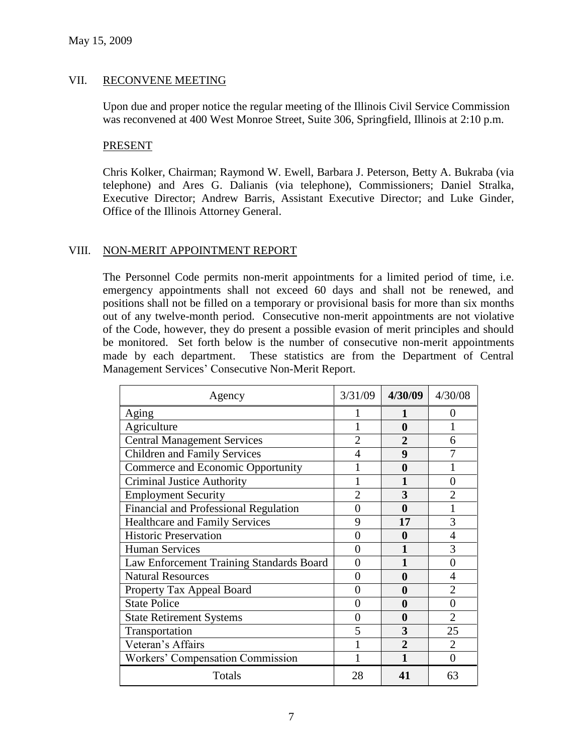## VII. RECONVENE MEETING

Upon due and proper notice the regular meeting of the Illinois Civil Service Commission was reconvened at 400 West Monroe Street, Suite 306, Springfield, Illinois at 2:10 p.m.

### PRESENT

Chris Kolker, Chairman; Raymond W. Ewell, Barbara J. Peterson, Betty A. Bukraba (via telephone) and Ares G. Dalianis (via telephone), Commissioners; Daniel Stralka, Executive Director; Andrew Barris, Assistant Executive Director; and Luke Ginder, Office of the Illinois Attorney General.

## VIII. NON-MERIT APPOINTMENT REPORT

The Personnel Code permits non-merit appointments for a limited period of time, i.e. emergency appointments shall not exceed 60 days and shall not be renewed, and positions shall not be filled on a temporary or provisional basis for more than six months out of any twelve-month period. Consecutive non-merit appointments are not violative of the Code, however, they do present a possible evasion of merit principles and should be monitored. Set forth below is the number of consecutive non-merit appointments made by each department. These statistics are from the Department of Central Management Services' Consecutive Non-Merit Report.

| Agency | 3/31/09 | **4/30/09** | 4/30/08 |
|---|---|---|---|
| Aging | 1 | **1** | 0 |
| Agriculture | 1 | **0** | 1 |
| Central Management Services | 2 | **2** | 6 |
| Children and Family Services | 4 | **9** | 7 |
| Commerce and Economic Opportunity | 1 | **0** | 1 |
| Criminal Justice Authority | 1 | **1** | 0 |
| Employment Security | 2 | **3** | 2 |
| Financial and Professional Regulation | 0 | **0** | 1 |
| Healthcare and Family Services | 9 | **17** | 3 |
| Historic Preservation | 0 | **0** | 4 |
| Human Services | 0 | **1** | 3 |
| Law Enforcement Training Standards Board | 0 | **1** | 0 |
| Natural Resources | 0 | **0** | 4 |
| Property Tax Appeal Board | 0 | **0** | 2 |
| State Police | 0 | **0** | 0 |
| State Retirement Systems | 0 | **0** | 2 |
| Transportation | 5 | **3** | 25 |
| Veteran's Affairs | 1 | **2** | 2 |
| Workers' Compensation Commission | 1 | **1** | 0 |
| Totals | 28 | **41** | 63 |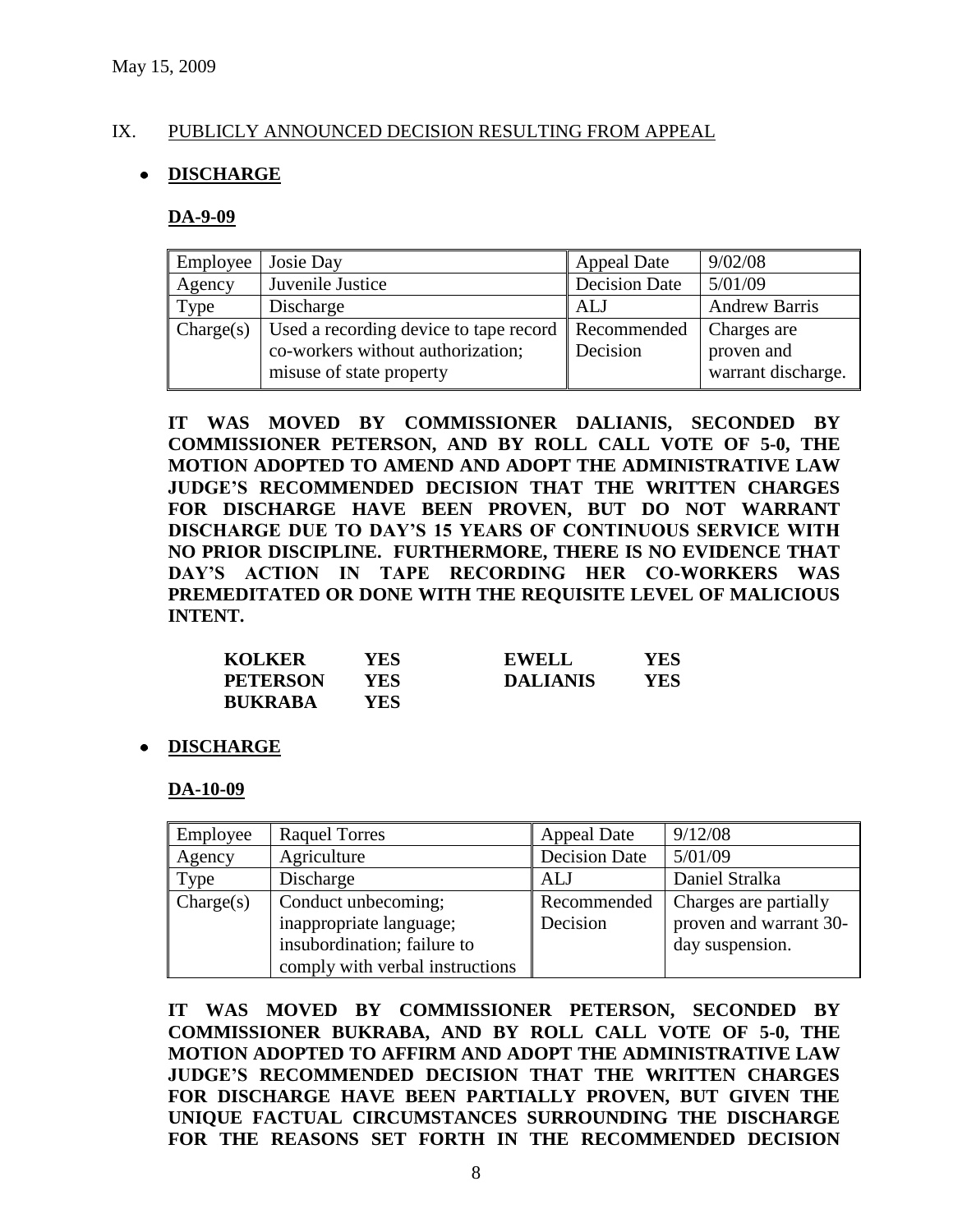May 15, 2009

IX. PUBLICLY ANNOUNCED DECISION RESULTING FROM APPEAL

- **DISCHARGE**

**DA-9-09**

| Employee | Josie Day | Appeal Date | 9/02/08 |
|---|---|---|---|
| Agency | Juvenile Justice | Decision Date | 5/01/09 |
| Type | Discharge | ALJ | Andrew Barris |
| Charge(s) | Used a recording device to tape record co-workers without authorization; misuse of state property | Recommended Decision | Charges are proven and warrant discharge. |

**IT WAS MOVED BY COMMISSIONER DALIANIS, SECONDED BY COMMISSIONER PETERSON, AND BY ROLL CALL VOTE OF 5-0, THE MOTION ADOPTED TO AMEND AND ADOPT THE ADMINISTRATIVE LAW JUDGE'S RECOMMENDED DECISION THAT THE WRITTEN CHARGES FOR DISCHARGE HAVE BEEN PROVEN, BUT DO NOT WARRANT DISCHARGE DUE TO DAY'S 15 YEARS OF CONTINUOUS SERVICE WITH NO PRIOR DISCIPLINE. FURTHERMORE, THERE IS NO EVIDENCE THAT DAY'S ACTION IN TAPE RECORDING HER CO-WORKERS WAS PREMEDITATED OR DONE WITH THE REQUISITE LEVEL OF MALICIOUS INTENT.**

| | | | |
|---|---|---|---|
| **KOLKER** | **YES** | **EWELL** | **YES** |
| **PETERSON** | **YES** | **DALIANIS** | **YES** |
| **BUKRABA** | **YES** | | |

- **DISCHARGE**

**DA-10-09**

| Employee | Raquel Torres | Appeal Date | 9/12/08 |
|---|---|---|---|
| Agency | Agriculture | Decision Date | 5/01/09 |
| Type | Discharge | ALJ | Daniel Stralka |
| Charge(s) | Conduct unbecoming; inappropriate language; insubordination; failure to comply with verbal instructions | Recommended Decision | Charges are partially proven and warrant 30-day suspension. |

**IT WAS MOVED BY COMMISSIONER PETERSON, SECONDED BY COMMISSIONER BUKRABA, AND BY ROLL CALL VOTE OF 5-0, THE MOTION ADOPTED TO AFFIRM AND ADOPT THE ADMINISTRATIVE LAW JUDGE'S RECOMMENDED DECISION THAT THE WRITTEN CHARGES FOR DISCHARGE HAVE BEEN PARTIALLY PROVEN, BUT GIVEN THE UNIQUE FACTUAL CIRCUMSTANCES SURROUNDING THE DISCHARGE FOR THE REASONS SET FORTH IN THE RECOMMENDED DECISION**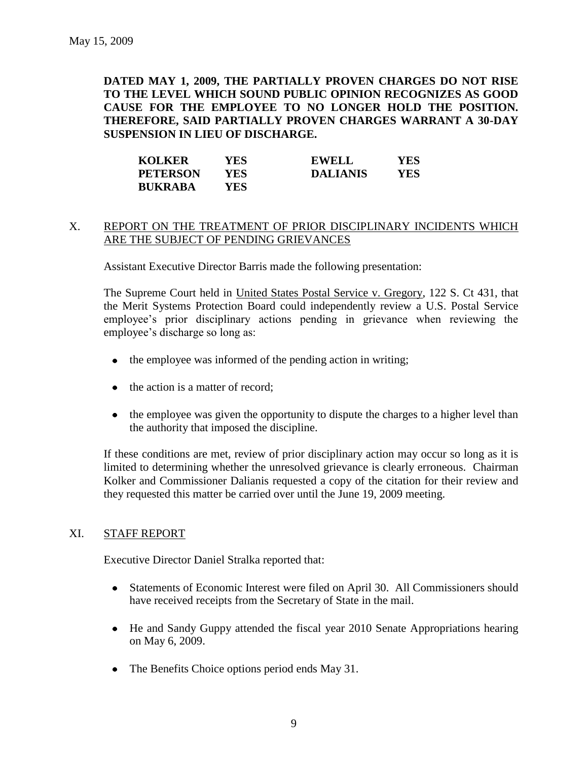**DATED MAY 1, 2009, THE PARTIALLY PROVEN CHARGES DO NOT RISE TO THE LEVEL WHICH SOUND PUBLIC OPINION RECOGNIZES AS GOOD CAUSE FOR THE EMPLOYEE TO NO LONGER HOLD THE POSITION. THEREFORE, SAID PARTIALLY PROVEN CHARGES WARRANT A 30-DAY SUSPENSION IN LIEU OF DISCHARGE.**

| | | | |
|---|---|---|---|
| **KOLKER** | **YES** | **EWELL** | **YES** |
| **PETERSON** | **YES** | **DALIANIS** | **YES** |
| **BUKRABA** | **YES** | | |

## X. REPORT ON THE TREATMENT OF PRIOR DISCIPLINARY INCIDENTS WHICH ARE THE SUBJECT OF PENDING GRIEVANCES

Assistant Executive Director Barris made the following presentation:

The Supreme Court held in United States Postal Service v. Gregory, 122 S. Ct 431, that the Merit Systems Protection Board could independently review a U.S. Postal Service employee's prior disciplinary actions pending in grievance when reviewing the employee's discharge so long as:

- the employee was informed of the pending action in writing;
- the action is a matter of record;
- the employee was given the opportunity to dispute the charges to a higher level than the authority that imposed the discipline.

If these conditions are met, review of prior disciplinary action may occur so long as it is limited to determining whether the unresolved grievance is clearly erroneous. Chairman Kolker and Commissioner Dalianis requested a copy of the citation for their review and they requested this matter be carried over until the June 19, 2009 meeting.

## XI. STAFF REPORT

Executive Director Daniel Stralka reported that:

- Statements of Economic Interest were filed on April 30. All Commissioners should have received receipts from the Secretary of State in the mail.
- He and Sandy Guppy attended the fiscal year 2010 Senate Appropriations hearing on May 6, 2009.
- The Benefits Choice options period ends May 31.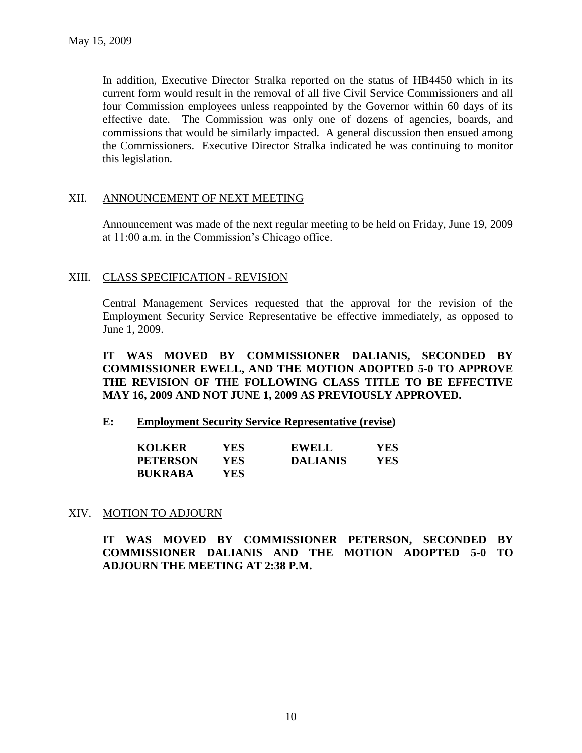In addition, Executive Director Stralka reported on the status of HB4450 which in its current form would result in the removal of all five Civil Service Commissioners and all four Commission employees unless reappointed by the Governor within 60 days of its effective date. The Commission was only one of dozens of agencies, boards, and commissions that would be similarly impacted. A general discussion then ensued among the Commissioners. Executive Director Stralka indicated he was continuing to monitor this legislation.

## XII. ANNOUNCEMENT OF NEXT MEETING

Announcement was made of the next regular meeting to be held on Friday, June 19, 2009 at 11:00 a.m. in the Commission's Chicago office.

## XIII. CLASS SPECIFICATION - REVISION

Central Management Services requested that the approval for the revision of the Employment Security Service Representative be effective immediately, as opposed to June 1, 2009.

**IT WAS MOVED BY COMMISSIONER DALIANIS, SECONDED BY COMMISSIONER EWELL, AND THE MOTION ADOPTED 5-0 TO APPROVE THE REVISION OF THE FOLLOWING CLASS TITLE TO BE EFFECTIVE MAY 16, 2009 AND NOT JUNE 1, 2009 AS PREVIOUSLY APPROVED.**

**E: Employment Security Service Representative (revise)**

| | | | |
|---|---|---|---|
| **KOLKER** | **YES** | **EWELL** | **YES** |
| **PETERSON** | **YES** | **DALIANIS** | **YES** |
| **BUKRABA** | **YES** | | |

## XIV. MOTION TO ADJOURN

**IT WAS MOVED BY COMMISSIONER PETERSON, SECONDED BY COMMISSIONER DALIANIS AND THE MOTION ADOPTED 5-0 TO ADJOURN THE MEETING AT 2:38 P.M.**